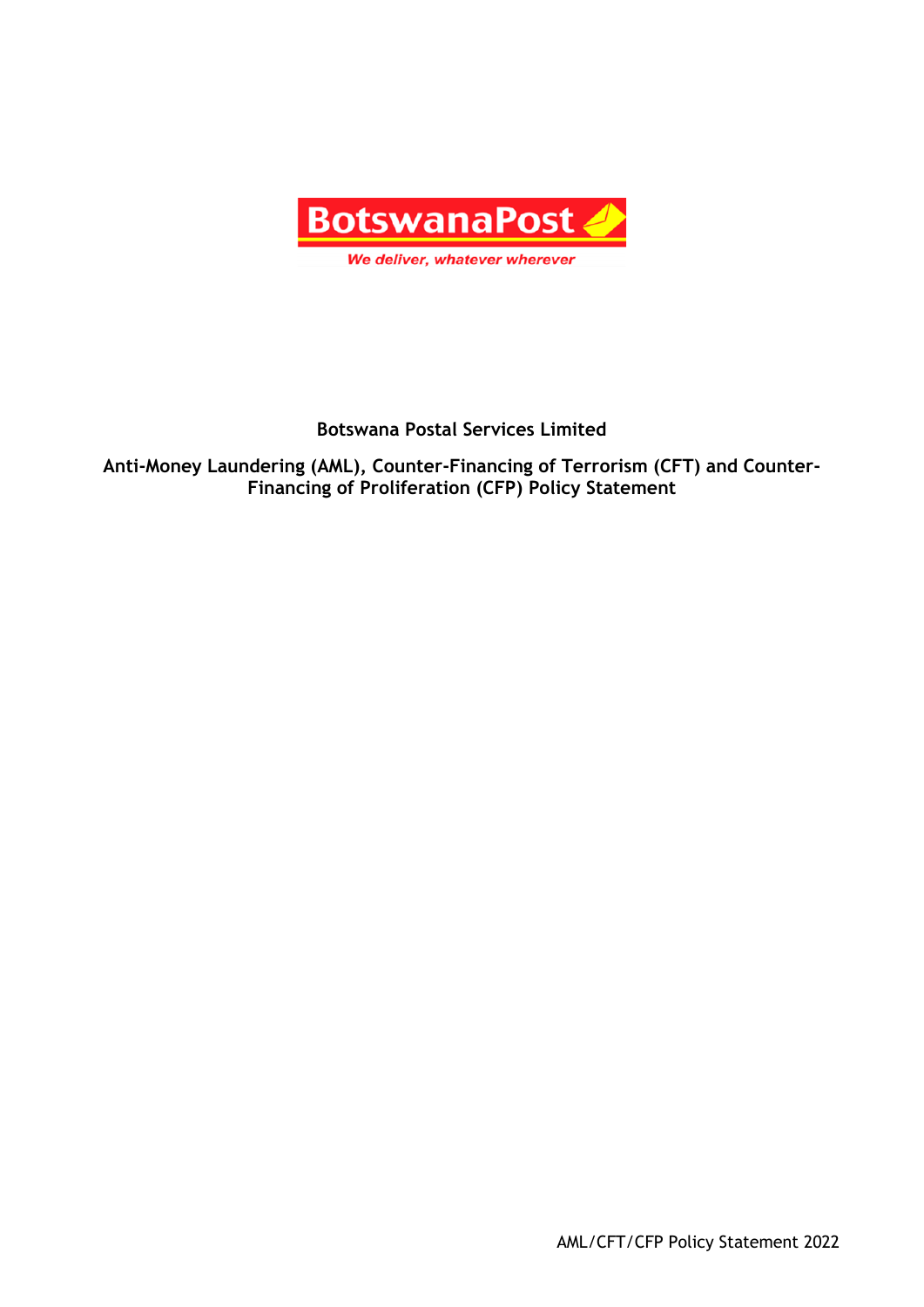BotswanaPost

*We deliver, whatever wherever*

# Botswana Postal Services Limited

## Anti-Money Laundering (AML), Counter-Financing of Terrorism (CFT) and Counter-Financing of Proliferation (CFP) Policy Statement

AML/CFT/CFP Policy Statement 2022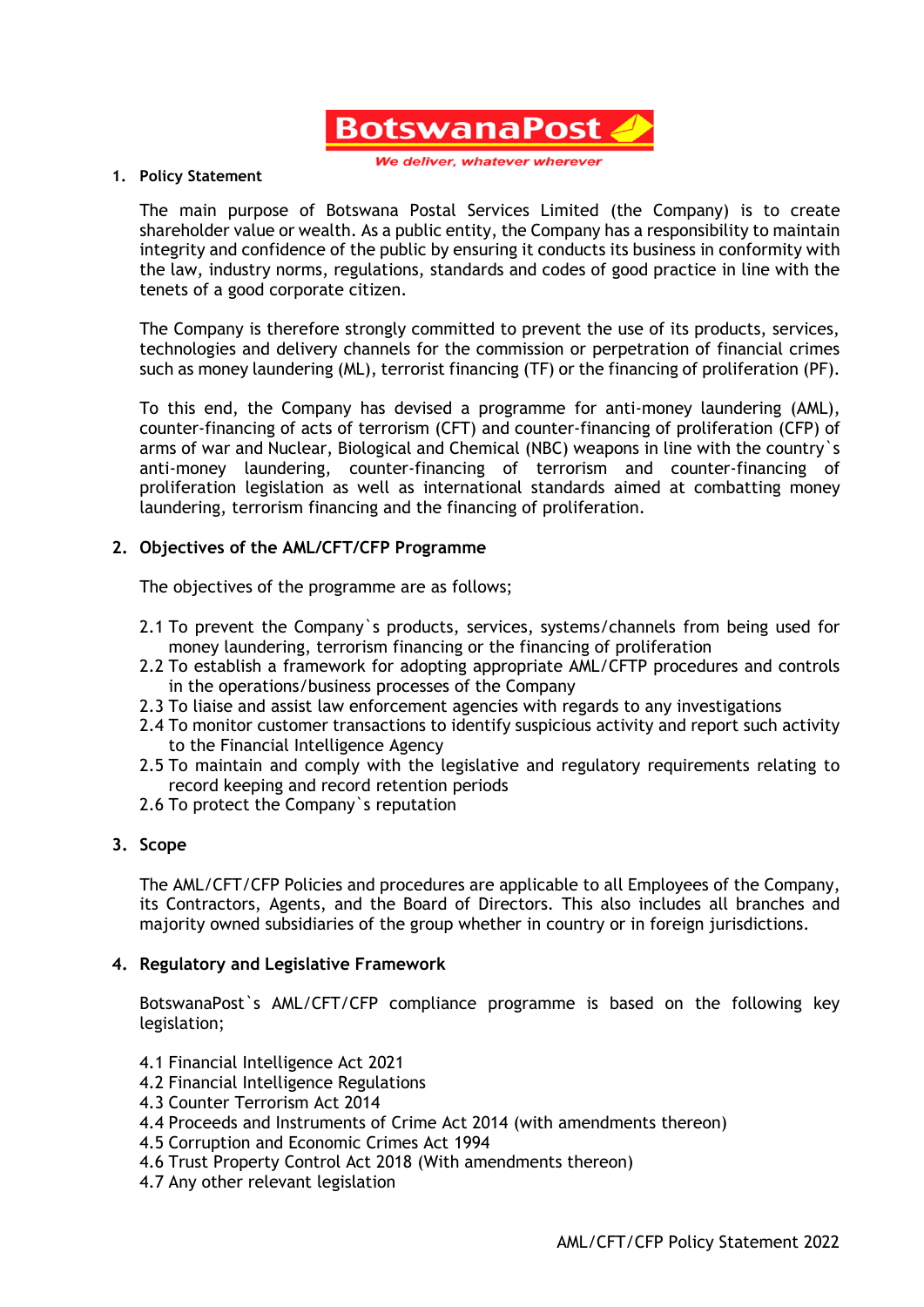## 1. Policy Statement

The main purpose of Botswana Postal Services Limited (the Company) is to create shareholder value or wealth. As a public entity, the Company has a responsibility to maintain integrity and confidence of the public by ensuring it conducts its business in conformity with the law, industry norms, regulations, standards and codes of good practice in line with the tenets of a good corporate citizen.

The Company is therefore strongly committed to prevent the use of its products, services, technologies and delivery channels for the commission or perpetration of financial crimes such as money laundering (ML), terrorist financing (TF) or the financing of proliferation (PF).

To this end, the Company has devised a programme for anti-money laundering (AML), counter-financing of acts of terrorism (CFT) and counter-financing of proliferation (CFP) of arms of war and Nuclear, Biological and Chemical (NBC) weapons in line with the country`s anti-money laundering, counter-financing of terrorism and counter-financing of proliferation legislation as well as international standards aimed at combatting money laundering, terrorism financing and the financing of proliferation.

## 2. Objectives of the AML/CFT/CFP Programme

The objectives of the programme are as follows;

2.1 To prevent the Company`s products, services, systems/channels from being used for money laundering, terrorism financing or the financing of proliferation
2.2 To establish a framework for adopting appropriate AML/CFTP procedures and controls in the operations/business processes of the Company
2.3 To liaise and assist law enforcement agencies with regards to any investigations
2.4 To monitor customer transactions to identify suspicious activity and report such activity to the Financial Intelligence Agency
2.5 To maintain and comply with the legislative and regulatory requirements relating to record keeping and record retention periods
2.6 To protect the Company`s reputation

## 3. Scope

The AML/CFT/CFP Policies and procedures are applicable to all Employees of the Company, its Contractors, Agents, and the Board of Directors. This also includes all branches and majority owned subsidiaries of the group whether in country or in foreign jurisdictions.

## 4. Regulatory and Legislative Framework

BotswanaPost`s AML/CFT/CFP compliance programme is based on the following key legislation;

4.1 Financial Intelligence Act 2021
4.2 Financial Intelligence Regulations
4.3 Counter Terrorism Act 2014
4.4 Proceeds and Instruments of Crime Act 2014 (with amendments thereon)
4.5 Corruption and Economic Crimes Act 1994
4.6 Trust Property Control Act 2018 (With amendments thereon)
4.7 Any other relevant legislation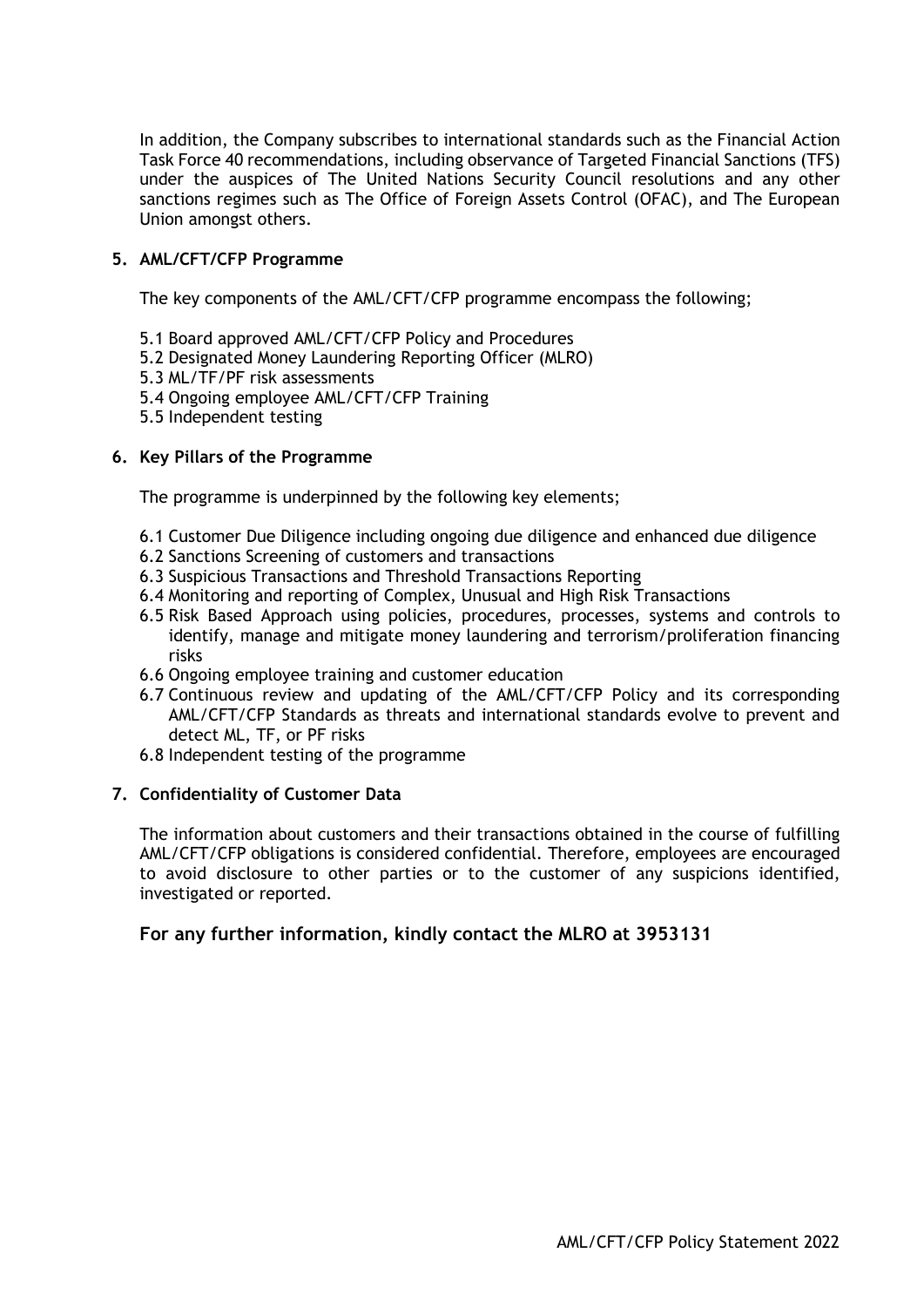In addition, the Company subscribes to international standards such as the Financial Action Task Force 40 recommendations, including observance of Targeted Financial Sanctions (TFS) under the auspices of The United Nations Security Council resolutions and any other sanctions regimes such as The Office of Foreign Assets Control (OFAC), and The European Union amongst others.

## 5. AML/CFT/CFP Programme

The key components of the AML/CFT/CFP programme encompass the following;

5.1 Board approved AML/CFT/CFP Policy and Procedures
5.2 Designated Money Laundering Reporting Officer (MLRO)
5.3 ML/TF/PF risk assessments
5.4 Ongoing employee AML/CFT/CFP Training
5.5 Independent testing

## 6. Key Pillars of the Programme

The programme is underpinned by the following key elements;

6.1 Customer Due Diligence including ongoing due diligence and enhanced due diligence
6.2 Sanctions Screening of customers and transactions
6.3 Suspicious Transactions and Threshold Transactions Reporting
6.4 Monitoring and reporting of Complex, Unusual and High Risk Transactions
6.5 Risk Based Approach using policies, procedures, processes, systems and controls to identify, manage and mitigate money laundering and terrorism/proliferation financing risks
6.6 Ongoing employee training and customer education
6.7 Continuous review and updating of the AML/CFT/CFP Policy and its corresponding AML/CFT/CFP Standards as threats and international standards evolve to prevent and detect ML, TF, or PF risks
6.8 Independent testing of the programme

## 7. Confidentiality of Customer Data

The information about customers and their transactions obtained in the course of fulfilling AML/CFT/CFP obligations is considered confidential. Therefore, employees are encouraged to avoid disclosure to other parties or to the customer of any suspicions identified, investigated or reported.

**For any further information, kindly contact the MLRO at 3953131**